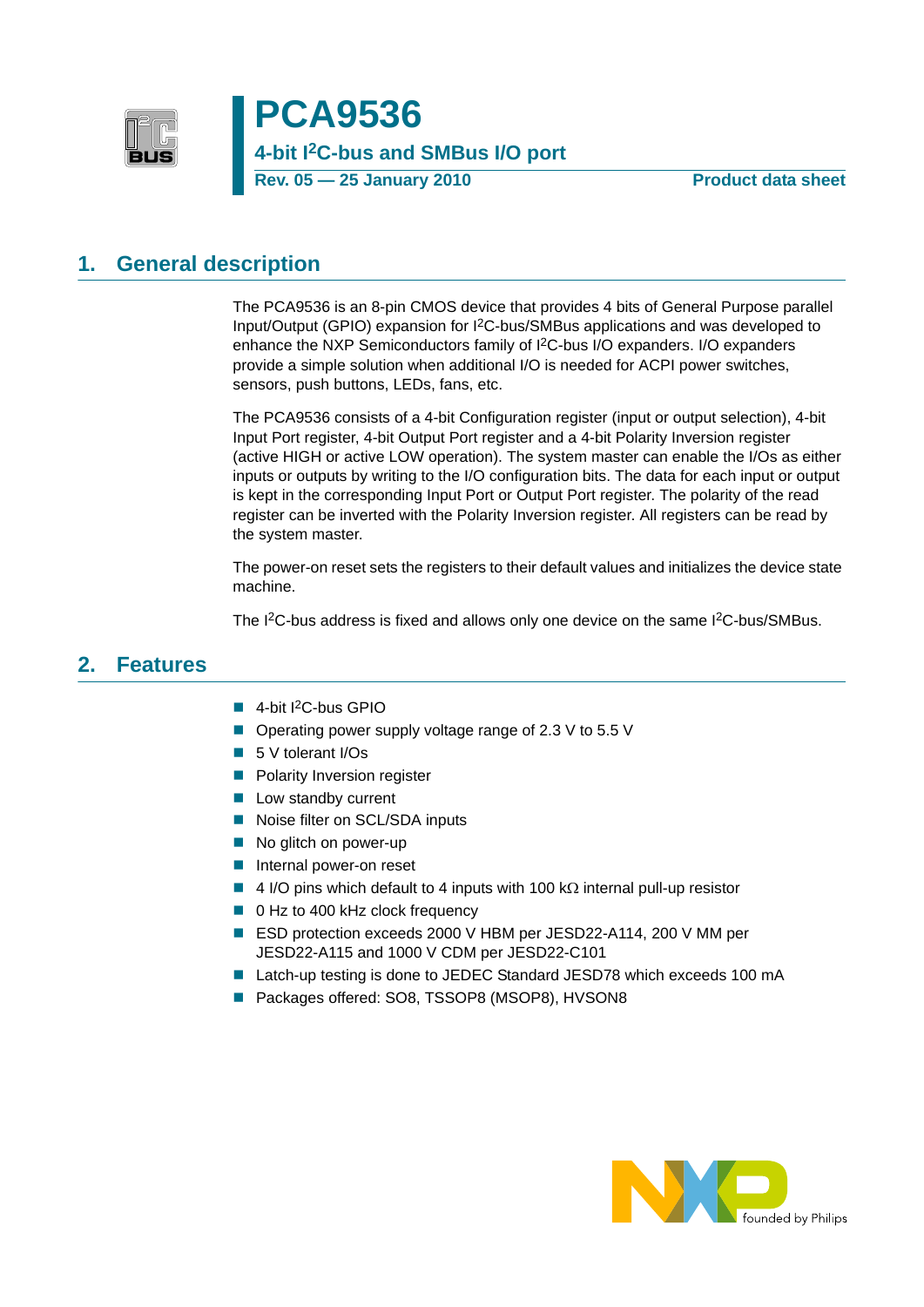# PCA9536

## 4-bit I$^2$C-bus and SMBus I/O port

**Rev. 05 — 25 January 2010** **Product data sheet**

## 1. General description

The PCA9536 is an 8-pin CMOS device that provides 4 bits of General Purpose parallel Input/Output (GPIO) expansion for I$^2$C-bus/SMBus applications and was developed to enhance the NXP Semiconductors family of I$^2$C-bus I/O expanders. I/O expanders provide a simple solution when additional I/O is needed for ACPI power switches, sensors, push buttons, LEDs, fans, etc.

The PCA9536 consists of a 4-bit Configuration register (input or output selection), 4-bit Input Port register, 4-bit Output Port register and a 4-bit Polarity Inversion register (active HIGH or active LOW operation). The system master can enable the I/Os as either inputs or outputs by writing to the I/O configuration bits. The data for each input or output is kept in the corresponding Input Port or Output Port register. The polarity of the read register can be inverted with the Polarity Inversion register. All registers can be read by the system master.

The power-on reset sets the registers to their default values and initializes the device state machine.

The I$^2$C-bus address is fixed and allows only one device on the same I$^2$C-bus/SMBus.

## 2. Features

- 4-bit I$^2$C-bus GPIO
- Operating power supply voltage range of 2.3 V to 5.5 V
- 5 V tolerant I/Os
- Polarity Inversion register
- Low standby current
- Noise filter on SCL/SDA inputs
- No glitch on power-up
- Internal power-on reset
- 4 I/O pins which default to 4 inputs with 100 kΩ internal pull-up resistor
- 0 Hz to 400 kHz clock frequency
- ESD protection exceeds 2000 V HBM per JESD22-A114, 200 V MM per JESD22-A115 and 1000 V CDM per JESD22-C101
- Latch-up testing is done to JEDEC Standard JESD78 which exceeds 100 mA
- Packages offered: SO8, TSSOP8 (MSOP8), HVSON8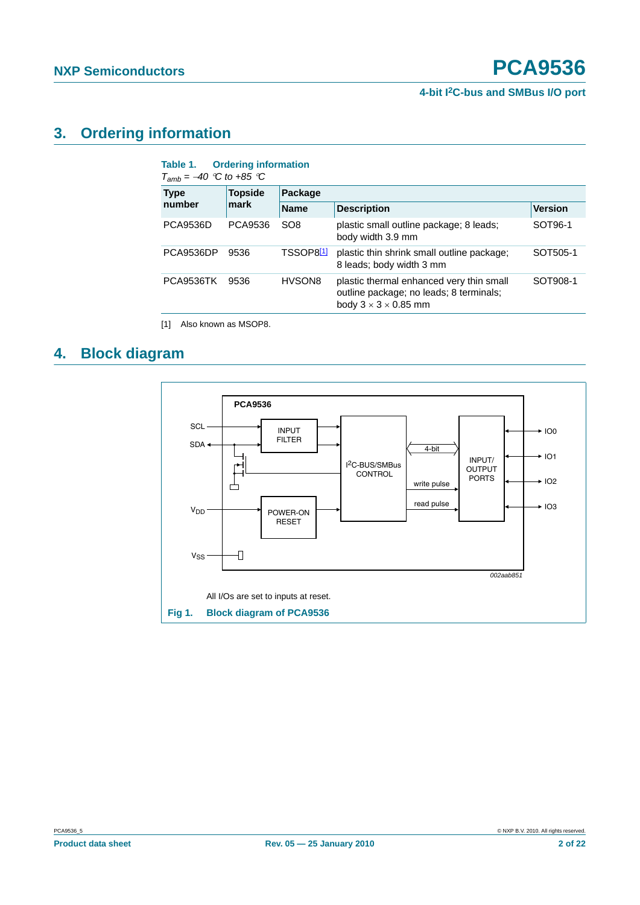## 3. Ordering information

**Table 1. Ordering information**

*$T_{amb}$ = –40 °C to +85 °C*

| Type number | Topside mark | Package | | |
|---|---|---|---|---|
| | | Name | Description | Version |
| PCA9536D | PCA9536 | SO8 | plastic small outline package; 8 leads; body width 3.9 mm | SOT96-1 |
| PCA9536DP | 9536 | TSSOP8[1] | plastic thin shrink small outline package; 8 leads; body width 3 mm | SOT505-1 |
| PCA9536TK | 9536 | HVSON8 | plastic thermal enhanced very thin small outline package; no leads; 8 terminals; body 3 × 3 × 0.85 mm | SOT908-1 |

[1] Also known as MSOP8.

## 4. Block diagram

PCA9536

SCL, SDA, $V_{DD}$, $V_{SS}$

INPUT FILTER

POWER-ON RESET

$I^2C$-BUS/SMBus CONTROL

4-bit, write pulse, read pulse

INPUT/ OUTPUT PORTS

IO0, IO1, IO2, IO3

002aab851

All I/Os are set to inputs at reset.

**Fig 1. Block diagram of PCA9536**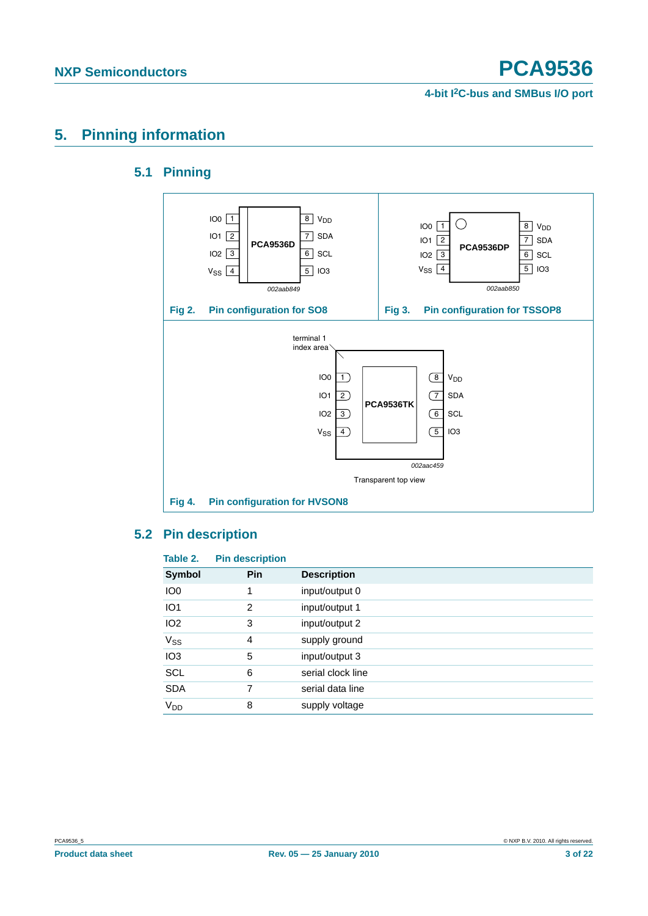# 5. Pinning information

## 5.1 Pinning

| Pin | Signal | | Pin | Signal |
|---|---|---|---|---|
| 1 | IO0 | PCA9536D | 8 | $V_{DD}$ |
| 2 | IO1 | | 7 | SDA |
| 3 | IO2 | | 6 | SCL |
| 4 | $V_{SS}$ | | 5 | IO3 |

002aab849

**Fig 2. Pin configuration for SO8**

| Pin | Signal | | Pin | Signal |
|---|---|---|---|---|
| 1 | IO0 | PCA9536DP | 8 | $V_{DD}$ |
| 2 | IO1 | | 7 | SDA |
| 3 | IO2 | | 6 | SCL |
| 4 | $V_{SS}$ | | 5 | IO3 |

002aab850

**Fig 3. Pin configuration for TSSOP8**

terminal 1 index area

| Pin | Signal | | Pin | Signal |
|---|---|---|---|---|
| 1 | IO0 | PCA9536TK | 8 | $V_{DD}$ |
| 2 | IO1 | | 7 | SDA |
| 3 | IO2 | | 6 | SCL |
| 4 | $V_{SS}$ | | 5 | IO3 |

002aac459

Transparent top view

**Fig 4. Pin configuration for HVSON8**

## 5.2 Pin description

**Table 2. Pin description**

| Symbol | Pin | Description |
|---|---|---|
| IO0 | 1 | input/output 0 |
| IO1 | 2 | input/output 1 |
| IO2 | 3 | input/output 2 |
| $V_{SS}$ | 4 | supply ground |
| IO3 | 5 | input/output 3 |
| SCL | 6 | serial clock line |
| SDA | 7 | serial data line |
| $V_{DD}$ | 8 | supply voltage |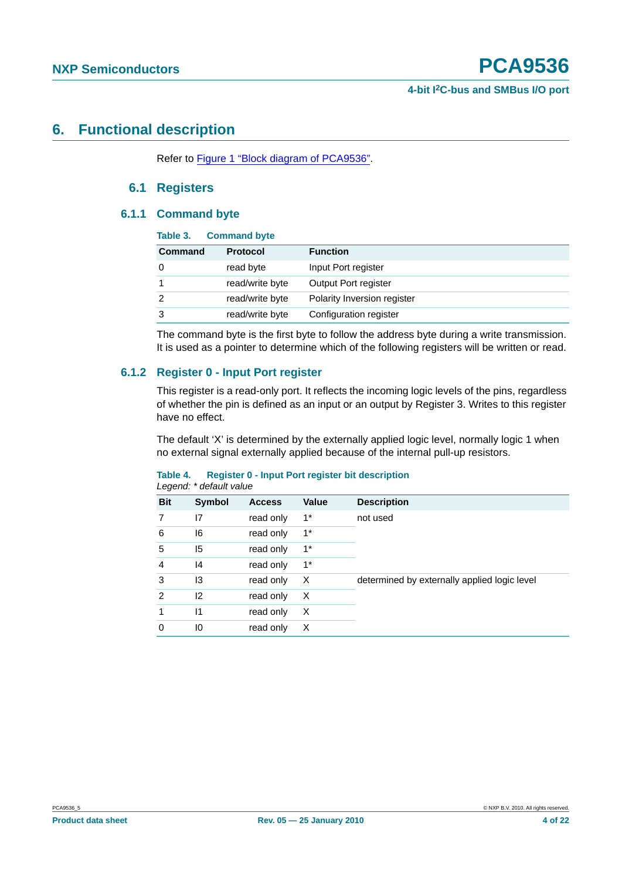# 6. Functional description

Refer to Figure 1 "Block diagram of PCA9536".

## 6.1 Registers

### 6.1.1 Command byte

**Table 3. Command byte**

| Command | Protocol | Function |
|---|---|---|
| 0 | read byte | Input Port register |
| 1 | read/write byte | Output Port register |
| 2 | read/write byte | Polarity Inversion register |
| 3 | read/write byte | Configuration register |

The command byte is the first byte to follow the address byte during a write transmission. It is used as a pointer to determine which of the following registers will be written or read.

### 6.1.2 Register 0 - Input Port register

This register is a read-only port. It reflects the incoming logic levels of the pins, regardless of whether the pin is defined as an input or an output by Register 3. Writes to this register have no effect.

The default 'X' is determined by the externally applied logic level, normally logic 1 when no external signal externally applied because of the internal pull-up resistors.

**Table 4. Register 0 - Input Port register bit description**

*Legend: * default value*

| Bit | Symbol | Access | Value | Description |
|---|---|---|---|---|
| 7 | I7 | read only | 1* | not used |
| 6 | I6 | read only | 1* | |
| 5 | I5 | read only | 1* | |
| 4 | I4 | read only | 1* | |
| 3 | I3 | read only | X | determined by externally applied logic level |
| 2 | I2 | read only | X | |
| 1 | I1 | read only | X | |
| 0 | I0 | read only | X | |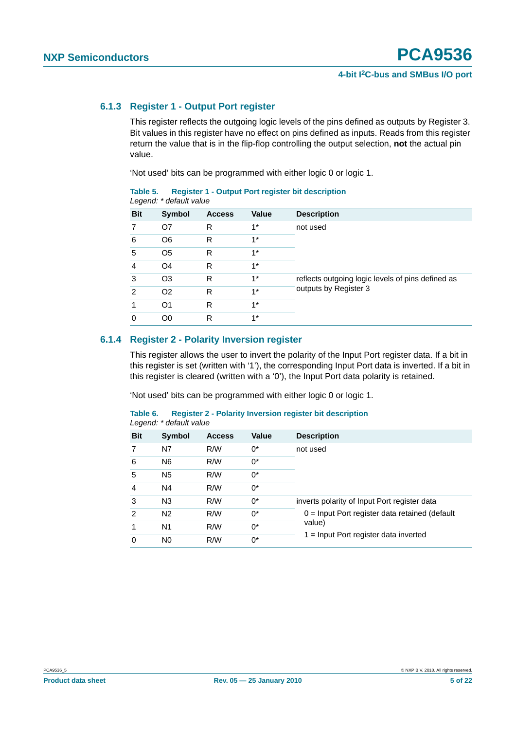### 6.1.3 Register 1 - Output Port register

This register reflects the outgoing logic levels of the pins defined as outputs by Register 3. Bit values in this register have no effect on pins defined as inputs. Reads from this register return the value that is in the flip-flop controlling the output selection, **not** the actual pin value.

'Not used' bits can be programmed with either logic 0 or logic 1.

**Table 5. Register 1 - Output Port register bit description**

*Legend: * default value*

| Bit | Symbol | Access | Value | Description |
|---|---|---|---|---|
| 7 | O7 | R | 1* | not used |
| 6 | O6 | R | 1* | |
| 5 | O5 | R | 1* | |
| 4 | O4 | R | 1* | |
| 3 | O3 | R | 1* | reflects outgoing logic levels of pins defined as outputs by Register 3 |
| 2 | O2 | R | 1* | |
| 1 | O1 | R | 1* | |
| 0 | O0 | R | 1* | |

### 6.1.4 Register 2 - Polarity Inversion register

This register allows the user to invert the polarity of the Input Port register data. If a bit in this register is set (written with '1'), the corresponding Input Port data is inverted. If a bit in this register is cleared (written with a '0'), the Input Port data polarity is retained.

'Not used' bits can be programmed with either logic 0 or logic 1.

**Table 6. Register 2 - Polarity Inversion register bit description**

*Legend: * default value*

| Bit | Symbol | Access | Value | Description |
|---|---|---|---|---|
| 7 | N7 | R/W | 0* | not used |
| 6 | N6 | R/W | 0* | |
| 5 | N5 | R/W | 0* | |
| 4 | N4 | R/W | 0* | |
| 3 | N3 | R/W | 0* | inverts polarity of Input Port register data<br>0 = Input Port register data retained (default value)<br>1 = Input Port register data inverted |
| 2 | N2 | R/W | 0* | |
| 1 | N1 | R/W | 0* | |
| 0 | N0 | R/W | 0* | |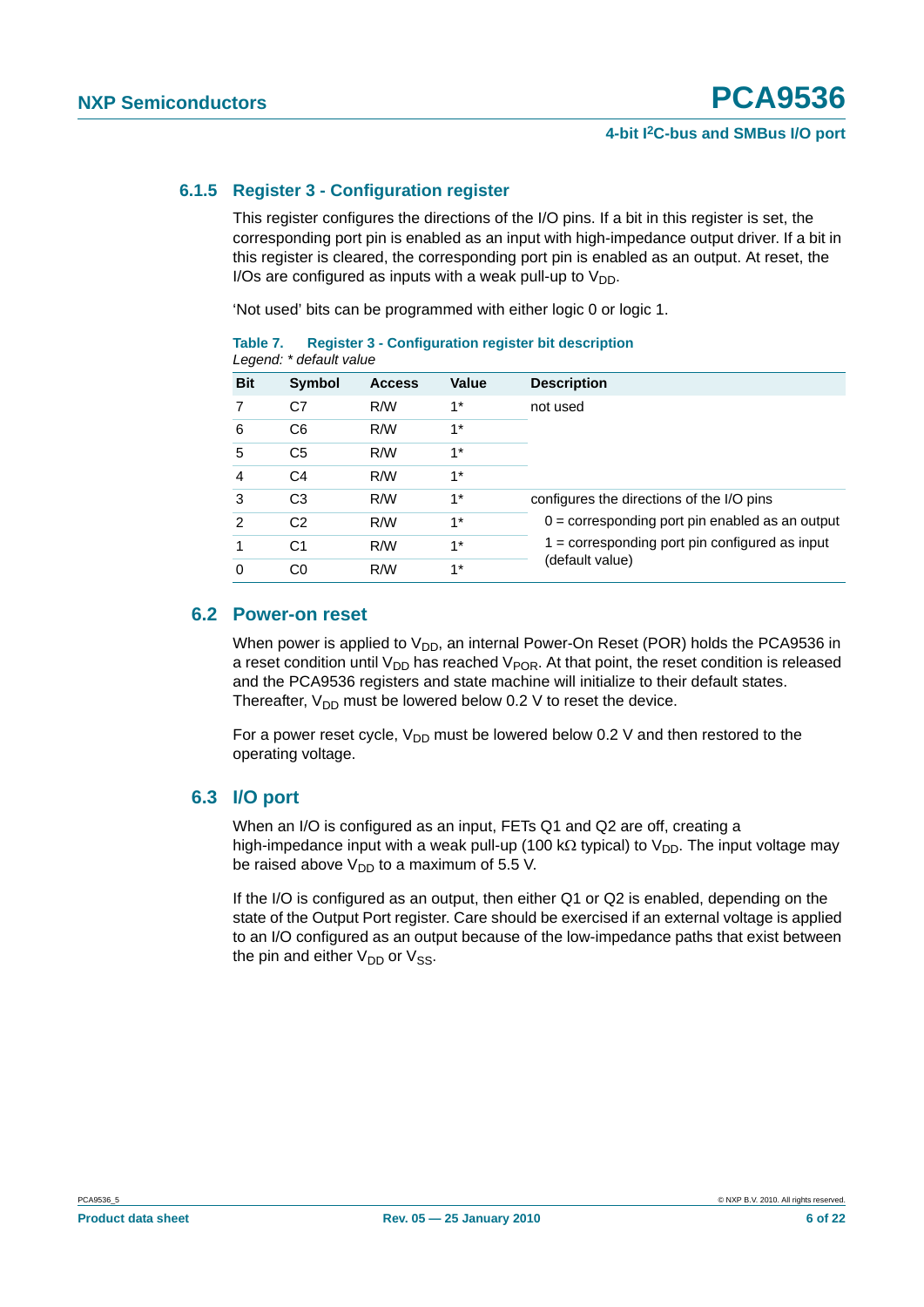### 6.1.5 Register 3 - Configuration register

This register configures the directions of the I/O pins. If a bit in this register is set, the corresponding port pin is enabled as an input with high-impedance output driver. If a bit in this register is cleared, the corresponding port pin is enabled as an output. At reset, the I/Os are configured as inputs with a weak pull-up to $V_{DD}$.

'Not used' bits can be programmed with either logic 0 or logic 1.

**Table 7. Register 3 - Configuration register bit description**

*Legend: * default value*

| Bit | Symbol | Access | Value | Description |
|---|---|---|---|---|
| 7 | C7 | R/W | 1* | not used |
| 6 | C6 | R/W | 1* | |
| 5 | C5 | R/W | 1* | |
| 4 | C4 | R/W | 1* | |
| 3 | C3 | R/W | 1* | configures the directions of the I/O pins |
| 2 | C2 | R/W | 1* | 0 = corresponding port pin enabled as an output |
| 1 | C1 | R/W | 1* | 1 = corresponding port pin configured as input (default value) |
| 0 | C0 | R/W | 1* | |

## 6.2 Power-on reset

When power is applied to $V_{DD}$, an internal Power-On Reset (POR) holds the PCA9536 in a reset condition until $V_{DD}$ has reached $V_{POR}$. At that point, the reset condition is released and the PCA9536 registers and state machine will initialize to their default states. Thereafter, $V_{DD}$ must be lowered below 0.2 V to reset the device.

For a power reset cycle, $V_{DD}$ must be lowered below 0.2 V and then restored to the operating voltage.

## 6.3 I/O port

When an I/O is configured as an input, FETs Q1 and Q2 are off, creating a high-impedance input with a weak pull-up (100 kΩ typical) to $V_{DD}$. The input voltage may be raised above $V_{DD}$ to a maximum of 5.5 V.

If the I/O is configured as an output, then either Q1 or Q2 is enabled, depending on the state of the Output Port register. Care should be exercised if an external voltage is applied to an I/O configured as an output because of the low-impedance paths that exist between the pin and either $V_{DD}$ or $V_{SS}$.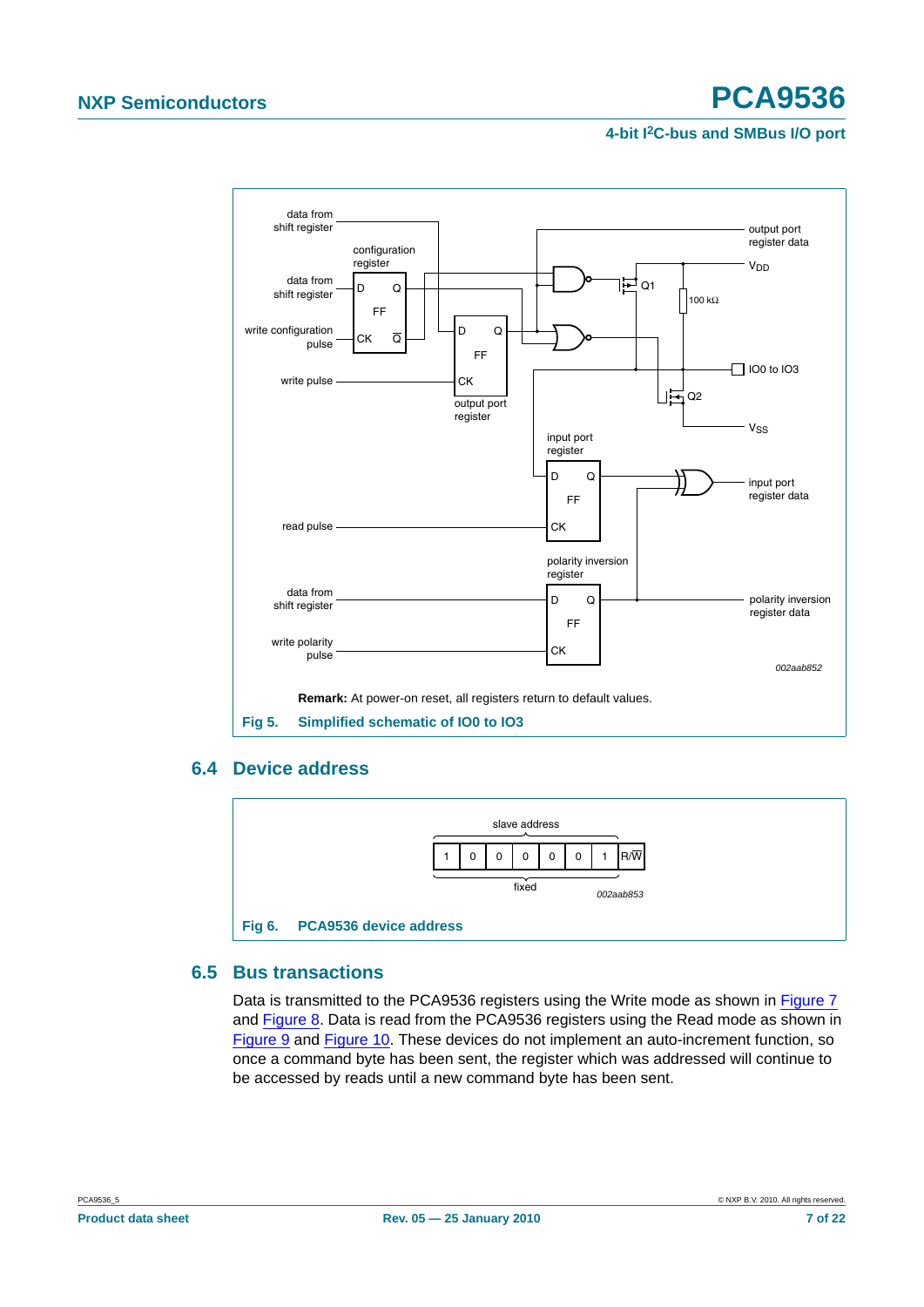**Remark:** At power-on reset, all registers return to default values.

**Fig 5. Simplified schematic of IO0 to IO3**

## 6.4 Device address

| slave address | | | | | | | |
|---|---|---|---|---|---|---|---|
| 1 | 0 | 0 | 0 | 0 | 0 | 1 | R/$\overline{W}$ |
| fixed | | | | | | | |

**Fig 6. PCA9536 device address**

## 6.5 Bus transactions

Data is transmitted to the PCA9536 registers using the Write mode as shown in Figure 7 and Figure 8. Data is read from the PCA9536 registers using the Read mode as shown in Figure 9 and Figure 10. These devices do not implement an auto-increment function, so once a command byte has been sent, the register which was addressed will continue to be accessed by reads until a new command byte has been sent.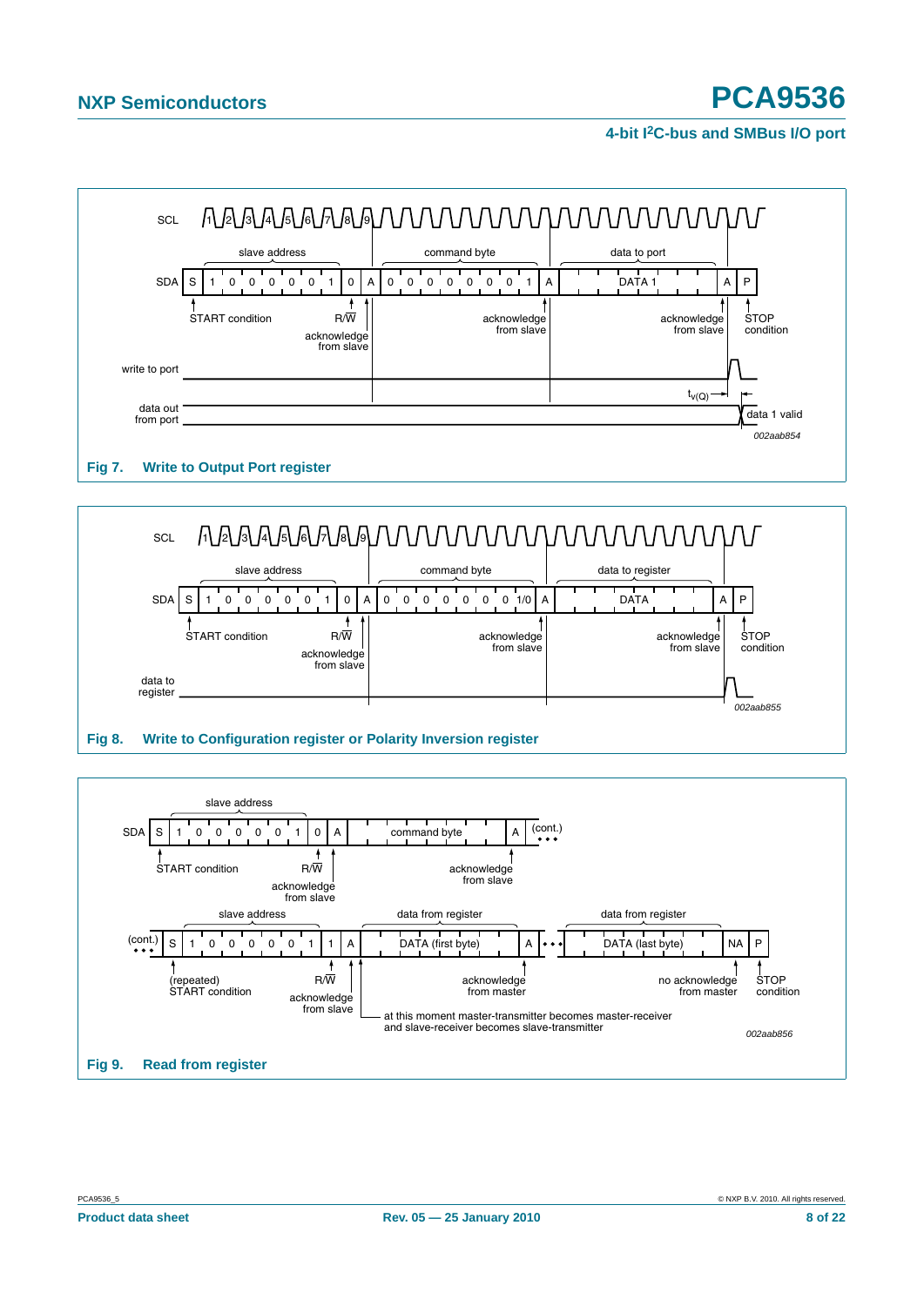SCL 1 2 3 4 5 6 7 8 9

| | slave address | | command byte | | data to port | | |
|---|---|---|---|---|---|---|---|
| SDA: S | 1 0 0 0 0 0 1 0 | A | 0 0 0 0 0 0 0 1 | A | DATA 1 | A | P |

START condition; R/W; acknowledge from slave; acknowledge from slave; acknowledge from slave; STOP condition

write to port

data out from port — $t_{v(Q)}$ — data 1 valid

002aab854

**Fig 7. Write to Output Port register**

SCL 1 2 3 4 5 6 7 8 9

| | slave address | | command byte | | data to register | | |
|---|---|---|---|---|---|---|---|
| SDA: S | 1 0 0 0 0 0 1 0 | A | 0 0 0 0 0 0 0 1/0 | A | DATA | A | P |

START condition; R/W; acknowledge from slave; acknowledge from slave; acknowledge from slave; STOP condition

data to register

002aab855

**Fig 8. Write to Configuration register or Polarity Inversion register**

| | slave address | | | | |
|---|---|---|---|---|---|
| SDA: S | 1 0 0 0 0 0 1 0 | A | command byte | A | (cont.) |

START condition; R/W; acknowledge from slave; acknowledge from slave

| | slave address | | data from register | | | data from register | | |
|---|---|---|---|---|---|---|---|---|
| (cont.) S | 1 0 0 0 0 0 1 1 | A | DATA (first byte) | A | ... | DATA (last byte) | NA | P |

(repeated) START condition; R/W; acknowledge from slave; acknowledge from master; no acknowledge from master; STOP condition

at this moment master-transmitter becomes master-receiver and slave-receiver becomes slave-transmitter

002aab856

**Fig 9. Read from register**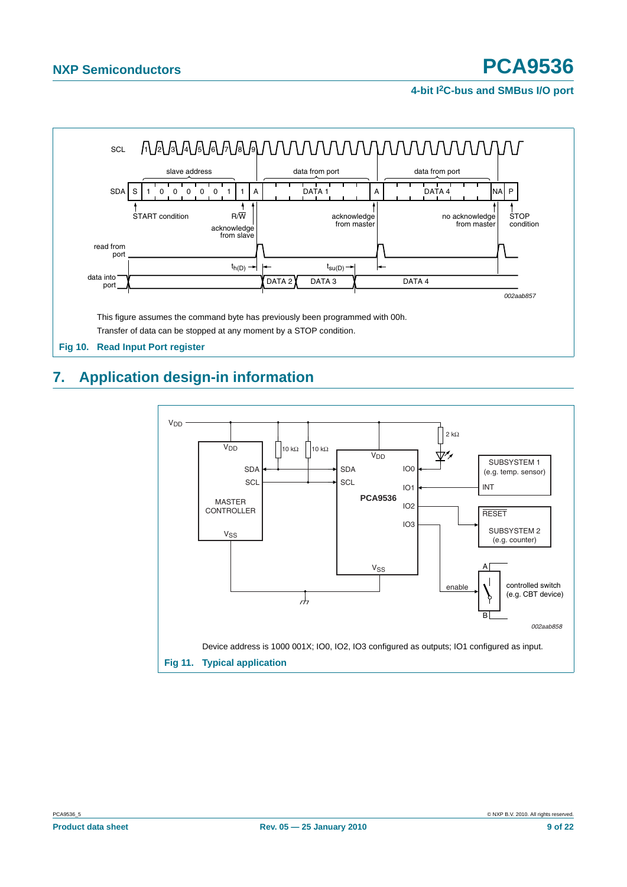This figure assumes the command byte has previously been programmed with 00h.

Transfer of data can be stopped at any moment by a STOP condition.

**Fig 10. Read Input Port register**

## 7. Application design-in information

Device address is 1000 001X; IO0, IO2, IO3 configured as outputs; IO1 configured as input.

**Fig 11. Typical application**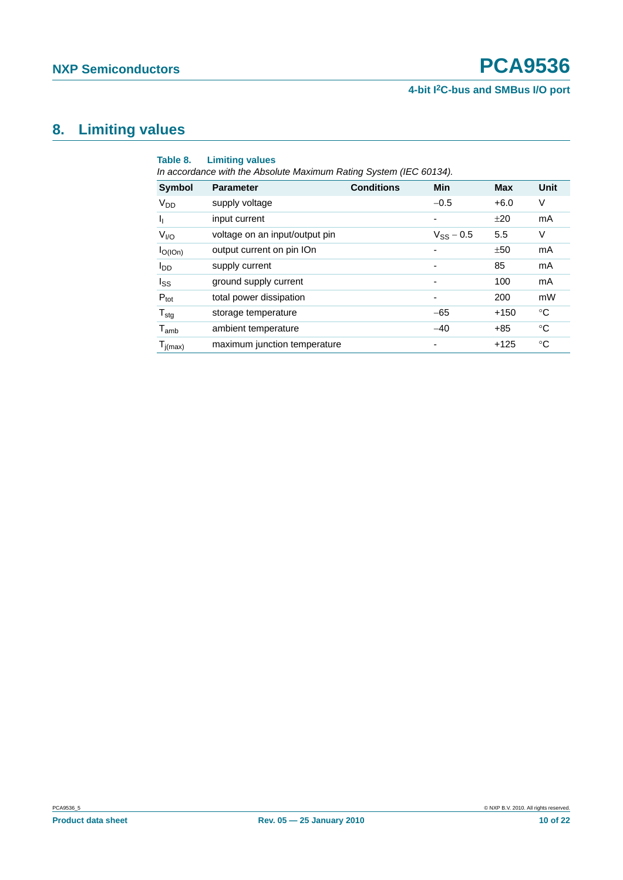# 8. Limiting values

**Table 8. Limiting values**

*In accordance with the Absolute Maximum Rating System (IEC 60134).*

| Symbol | Parameter | Conditions | Min | Max | Unit |
|---|---|---|---|---|---|
| $V_{DD}$ | supply voltage | | −0.5 | +6.0 | V |
| $I_I$ | input current | | - | ±20 | mA |
| $V_{I/O}$ | voltage on an input/output pin | | $V_{SS}$ − 0.5 | 5.5 | V |
| $I_{O(IOn)}$ | output current on pin IOn | | - | ±50 | mA |
| $I_{DD}$ | supply current | | - | 85 | mA |
| $I_{SS}$ | ground supply current | | - | 100 | mA |
| $P_{tot}$ | total power dissipation | | - | 200 | mW |
| $T_{stg}$ | storage temperature | | −65 | +150 | °C |
| $T_{amb}$ | ambient temperature | | −40 | +85 | °C |
| $T_{j(max)}$ | maximum junction temperature | | - | +125 | °C |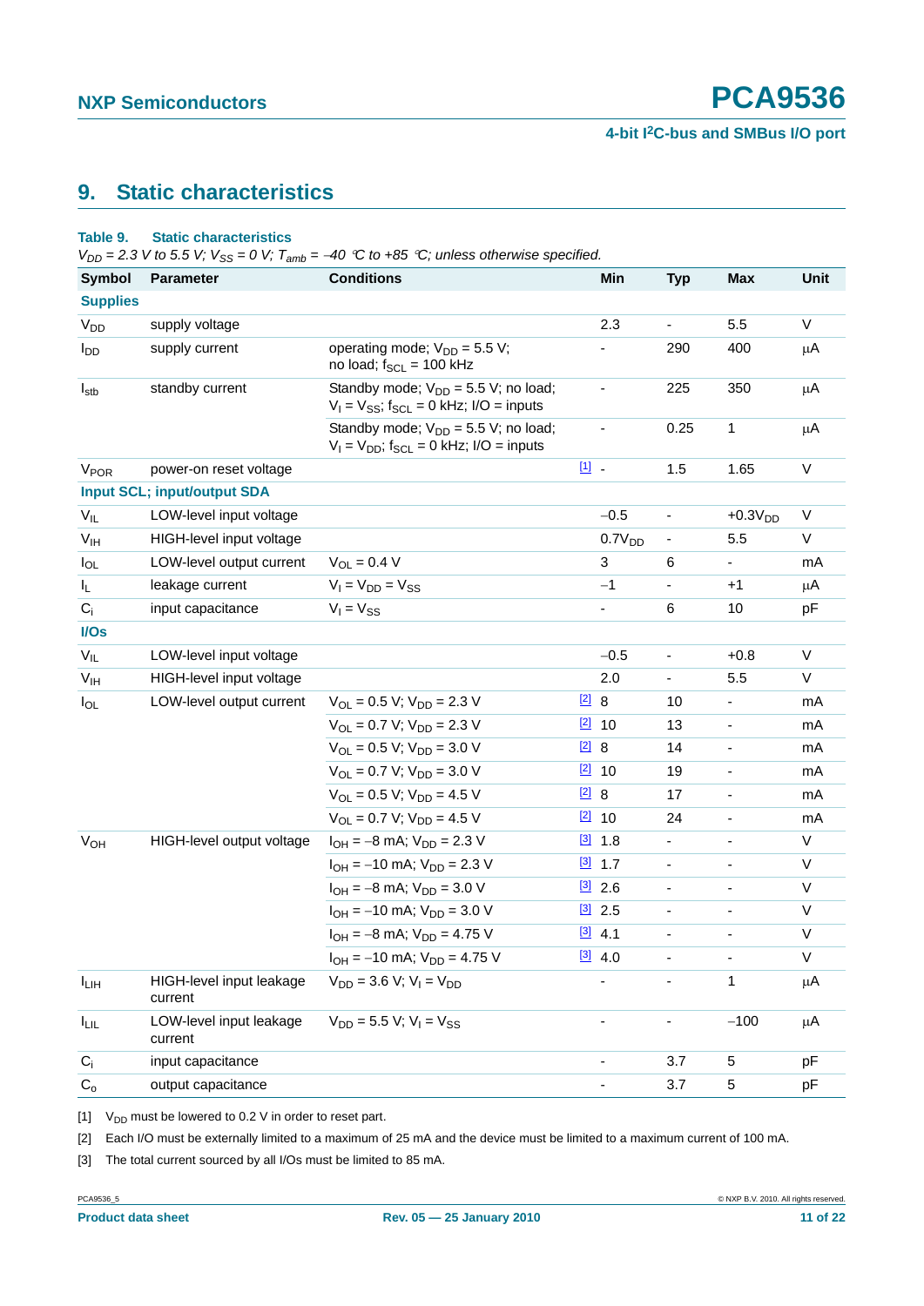## 9. Static characteristics

**Table 9. Static characteristics**

*$V_{DD}$ = 2.3 V to 5.5 V; $V_{SS}$ = 0 V; $T_{amb}$ = −40 °C to +85 °C; unless otherwise specified.*

| Symbol | Parameter | Conditions | | Min | Typ | Max | Unit |
|---|---|---|---|---|---|---|---|
| **Supplies** | | | | | | | |
| $V_{DD}$ | supply voltage | | | 2.3 | - | 5.5 | V |
| $I_{DD}$ | supply current | operating mode; $V_{DD}$ = 5.5 V; no load; $f_{SCL}$ = 100 kHz | | - | 290 | 400 | μA |
| $I_{stb}$ | standby current | Standby mode; $V_{DD}$ = 5.5 V; no load; $V_I = V_{SS}$; $f_{SCL}$ = 0 kHz; I/O = inputs | | - | 225 | 350 | μA |
| | | Standby mode; $V_{DD}$ = 5.5 V; no load; $V_I = V_{DD}$; $f_{SCL}$ = 0 kHz; I/O = inputs | | - | 0.25 | 1 | μA |
| $V_{POR}$ | power-on reset voltage | | [1] | - | 1.5 | 1.65 | V |
| **Input SCL; input/output SDA** | | | | | | | |
| $V_{IL}$ | LOW-level input voltage | | | −0.5 | - | +0.3$V_{DD}$ | V |
| $V_{IH}$ | HIGH-level input voltage | | | 0.7$V_{DD}$ | - | 5.5 | V |
| $I_{OL}$ | LOW-level output current | $V_{OL}$ = 0.4 V | | 3 | 6 | - | mA |
| $I_L$ | leakage current | $V_I = V_{DD} = V_{SS}$ | | −1 | - | +1 | μA |
| $C_i$ | input capacitance | $V_I = V_{SS}$ | | - | 6 | 10 | pF |
| **I/Os** | | | | | | | |
| $V_{IL}$ | LOW-level input voltage | | | −0.5 | - | +0.8 | V |
| $V_{IH}$ | HIGH-level input voltage | | | 2.0 | - | 5.5 | V |
| $I_{OL}$ | LOW-level output current | $V_{OL}$ = 0.5 V; $V_{DD}$ = 2.3 V | [2] | 8 | 10 | - | mA |
| | | $V_{OL}$ = 0.7 V; $V_{DD}$ = 2.3 V | [2] | 10 | 13 | - | mA |
| | | $V_{OL}$ = 0.5 V; $V_{DD}$ = 3.0 V | [2] | 8 | 14 | - | mA |
| | | $V_{OL}$ = 0.7 V; $V_{DD}$ = 3.0 V | [2] | 10 | 19 | - | mA |
| | | $V_{OL}$ = 0.5 V; $V_{DD}$ = 4.5 V | [2] | 8 | 17 | - | mA |
| | | $V_{OL}$ = 0.7 V; $V_{DD}$ = 4.5 V | [2] | 10 | 24 | - | mA |
| $V_{OH}$ | HIGH-level output voltage | $I_{OH}$ = −8 mA; $V_{DD}$ = 2.3 V | [3] | 1.8 | - | - | V |
| | | $I_{OH}$ = −10 mA; $V_{DD}$ = 2.3 V | [3] | 1.7 | - | - | V |
| | | $I_{OH}$ = −8 mA; $V_{DD}$ = 3.0 V | [3] | 2.6 | - | - | V |
| | | $I_{OH}$ = −10 mA; $V_{DD}$ = 3.0 V | [3] | 2.5 | - | - | V |
| | | $I_{OH}$ = −8 mA; $V_{DD}$ = 4.75 V | [3] | 4.1 | - | - | V |
| | | $I_{OH}$ = −10 mA; $V_{DD}$ = 4.75 V | [3] | 4.0 | - | - | V |
| $I_{LIH}$ | HIGH-level input leakage current | $V_{DD}$ = 3.6 V; $V_I = V_{DD}$ | | - | - | 1 | μA |
| $I_{LIL}$ | LOW-level input leakage current | $V_{DD}$ = 5.5 V; $V_I = V_{SS}$ | | - | - | −100 | μA |
| $C_i$ | input capacitance | | | - | 3.7 | 5 | pF |
| $C_o$ | output capacitance | | | - | 3.7 | 5 | pF |

[1] $V_{DD}$ must be lowered to 0.2 V in order to reset part.

[2] Each I/O must be externally limited to a maximum of 25 mA and the device must be limited to a maximum current of 100 mA.

[3] The total current sourced by all I/Os must be limited to 85 mA.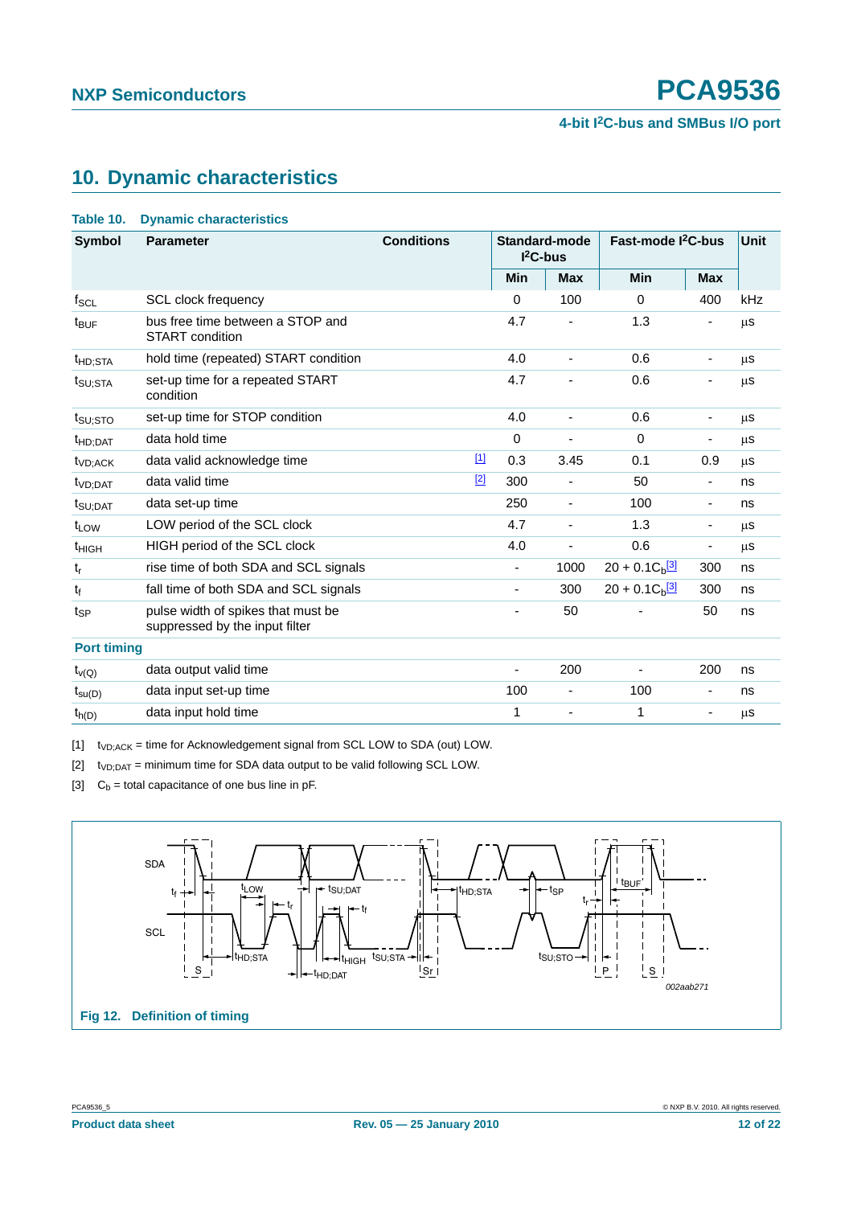## 10. Dynamic characteristics

**Table 10. Dynamic characteristics**

| Symbol | Parameter | Conditions | Standard-mode I²C-bus | | Fast-mode I²C-bus | | Unit |
|---|---|---|---|---|---|---|---|
| | | | Min | Max | Min | Max | |
| $f_{SCL}$ | SCL clock frequency | | 0 | 100 | 0 | 400 | kHz |
| $t_{BUF}$ | bus free time between a STOP and START condition | | 4.7 | - | 1.3 | - | μs |
| $t_{HD;STA}$ | hold time (repeated) START condition | | 4.0 | - | 0.6 | - | μs |
| $t_{SU;STA}$ | set-up time for a repeated START condition | | 4.7 | - | 0.6 | - | μs |
| $t_{SU;STO}$ | set-up time for STOP condition | | 4.0 | - | 0.6 | - | μs |
| $t_{HD;DAT}$ | data hold time | | 0 | - | 0 | - | μs |
| $t_{VD;ACK}$ | data valid acknowledge time | [1] | 0.3 | 3.45 | 0.1 | 0.9 | μs |
| $t_{VD;DAT}$ | data valid time | [2] | 300 | - | 50 | - | ns |
| $t_{SU;DAT}$ | data set-up time | | 250 | - | 100 | - | ns |
| $t_{LOW}$ | LOW period of the SCL clock | | 4.7 | - | 1.3 | - | μs |
| $t_{HIGH}$ | HIGH period of the SCL clock | | 4.0 | - | 0.6 | - | μs |
| $t_r$ | rise time of both SDA and SCL signals | | - | 1000 | $20 + 0.1C_b$[3] | 300 | ns |
| $t_f$ | fall time of both SDA and SCL signals | | - | 300 | $20 + 0.1C_b$[3] | 300 | ns |
| $t_{SP}$ | pulse width of spikes that must be suppressed by the input filter | | - | 50 | - | 50 | ns |
| **Port timing** | | | | | | | |
| $t_{v(Q)}$ | data output valid time | | - | 200 | - | 200 | ns |
| $t_{su(D)}$ | data input set-up time | | 100 | - | 100 | - | ns |
| $t_{h(D)}$ | data input hold time | | 1 | - | 1 | - | μs |

[1] $t_{VD;ACK}$ = time for Acknowledgement signal from SCL LOW to SDA (out) LOW.

[2] $t_{VD;DAT}$ = minimum time for SDA data output to be valid following SCL LOW.

[3] $C_b$ = total capacitance of one bus line in pF.

**Fig 12. Definition of timing**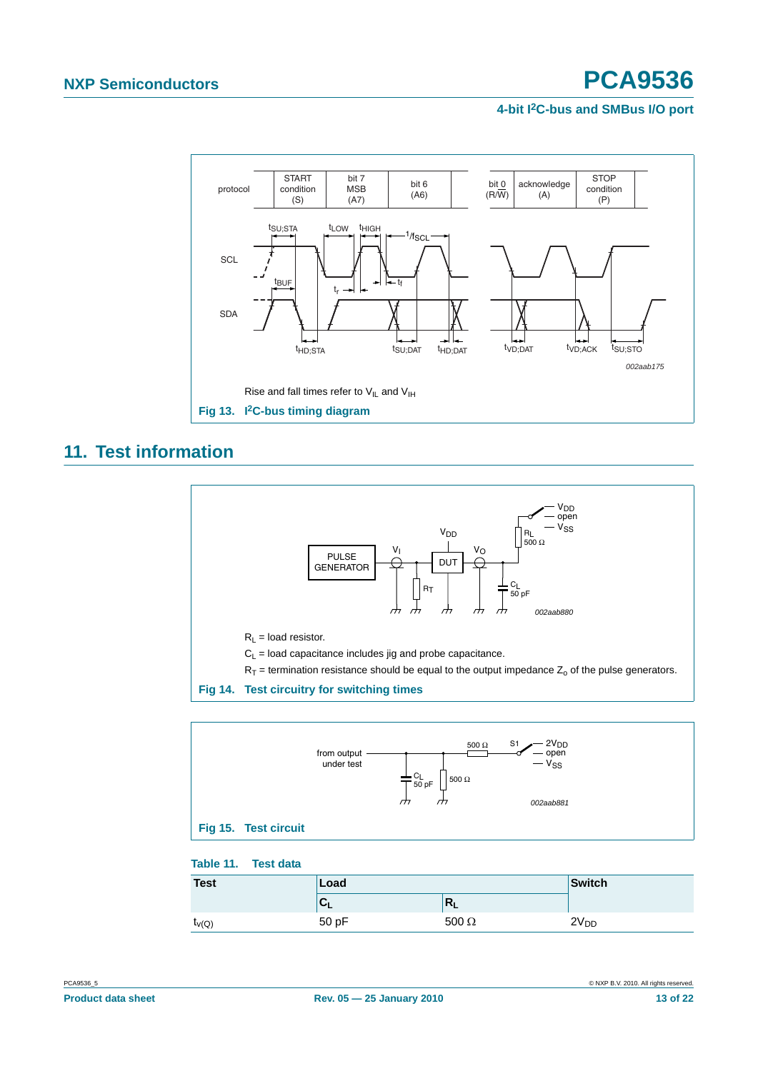Rise and fall times refer to $V_{IL}$ and $V_{IH}$

**Fig 13. I$^2$C-bus timing diagram**

## 11. Test information

$R_L$ = load resistor.

$C_L$ = load capacitance includes jig and probe capacitance.

$R_T$ = termination resistance should be equal to the output impedance $Z_o$ of the pulse generators.

**Fig 14. Test circuitry for switching times**

**Fig 15. Test circuit**

**Table 11. Test data**

| Test | Load | | Switch |
|---|---|---|---|
| | $C_L$ | $R_L$ | |
| $t_{v(Q)}$ | 50 pF | 500 Ω | $2V_{DD}$ |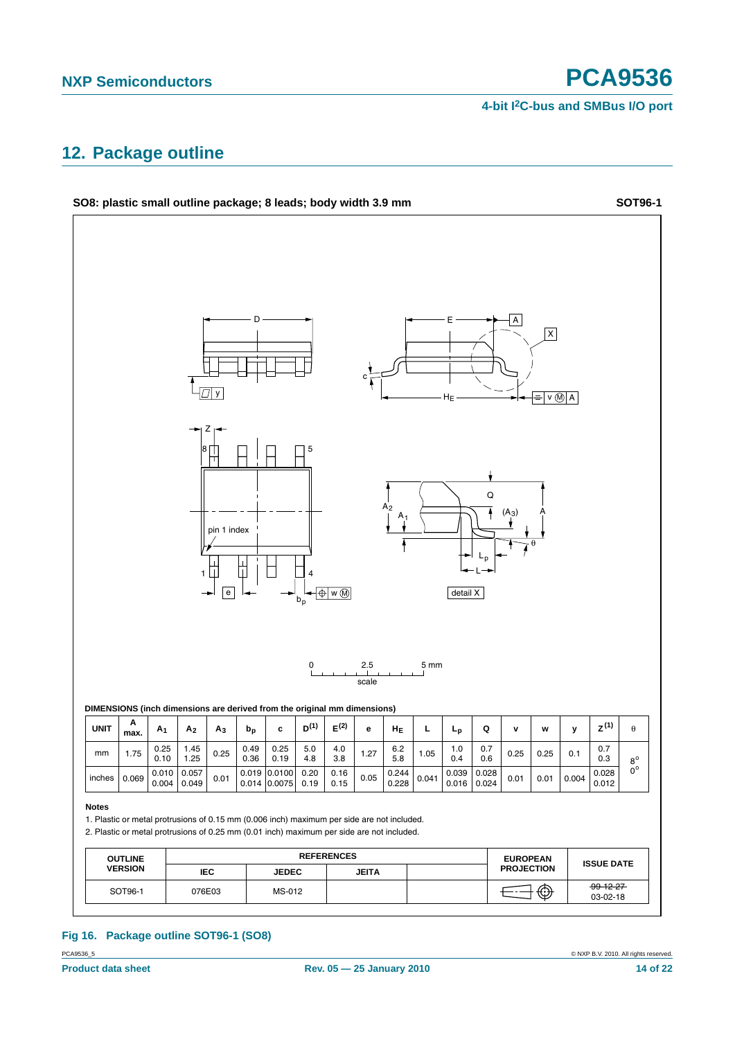## 12. Package outline

**SO8: plastic small outline package; 8 leads; body width 3.9 mm** **SOT96-1**

**DIMENSIONS (inch dimensions are derived from the original mm dimensions)**

| UNIT | A max. | $A_1$ | $A_2$ | $A_3$ | $b_p$ | c | D[(1)] | E[(2)] | e | $H_E$ | L | $L_p$ | Q | v | w | y | Z[(1)] | θ |
|---|---|---|---|---|---|---|---|---|---|---|---|---|---|---|---|---|---|---|
| mm | 1.75 | 0.25<br>0.10 | 1.45<br>1.25 | 0.25 | 0.49<br>0.36 | 0.25<br>0.19 | 5.0<br>4.8 | 4.0<br>3.8 | 1.27 | 6.2<br>5.8 | 1.05 | 1.0<br>0.4 | 0.7<br>0.6 | 0.25 | 0.25 | 0.1 | 0.7<br>0.3 | 8°<br>0° |
| inches | 0.069 | 0.010<br>0.004 | 0.057<br>0.049 | 0.01 | 0.019<br>0.014 | 0.0100<br>0.0075 | 0.20<br>0.19 | 0.16<br>0.15 | 0.05 | 0.244<br>0.228 | 0.041 | 0.039<br>0.016 | 0.028<br>0.024 | 0.01 | 0.01 | 0.004 | 0.028<br>0.012 | |

**Notes**

1. Plastic or metal protrusions of 0.15 mm (0.006 inch) maximum per side are not included.
2. Plastic or metal protrusions of 0.25 mm (0.01 inch) maximum per side are not included.

| OUTLINE VERSION | REFERENCES | | | | EUROPEAN PROJECTION | ISSUE DATE |
|---|---|---|---|---|---|---|
| | IEC | JEDEC | JEITA | | | |
| SOT96-1 | 076E03 | MS-012 | | | | ~~99-12-27~~<br>03-02-18 |

**Fig 16. Package outline SOT96-1 (SO8)**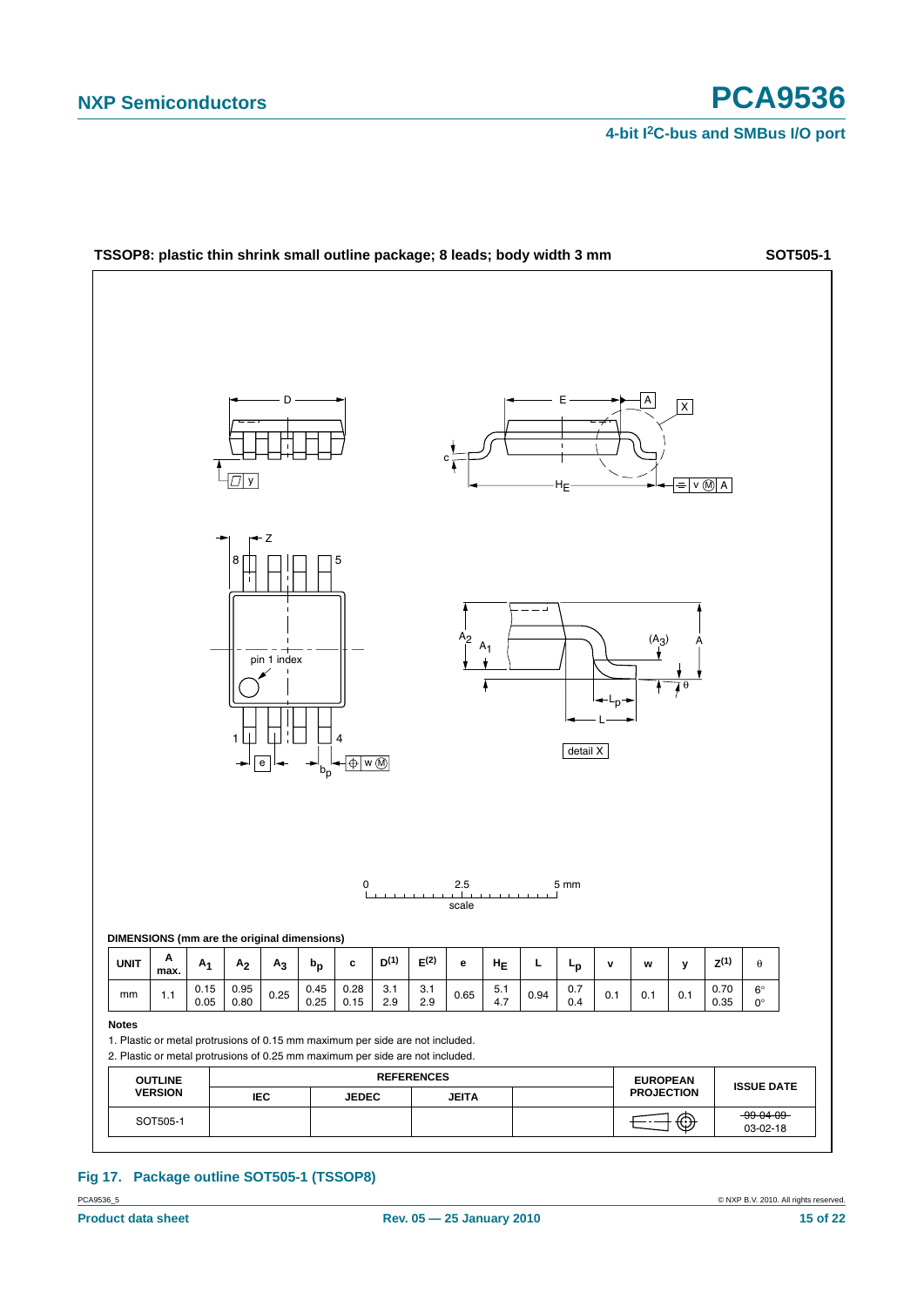**TSSOP8: plastic thin shrink small outline package; 8 leads; body width 3 mm** **SOT505-1**

**DIMENSIONS (mm are the original dimensions)**

| UNIT | A max. | $A_1$ | $A_2$ | $A_3$ | $b_p$ | c | $D^{(1)}$ | $E^{(2)}$ | e | $H_E$ | L | $L_p$ | v | w | y | $Z^{(1)}$ | θ |
|---|---|---|---|---|---|---|---|---|---|---|---|---|---|---|---|---|---|
| mm | 1.1 | 0.15<br>0.05 | 0.95<br>0.80 | 0.25 | 0.45<br>0.25 | 0.28<br>0.15 | 3.1<br>2.9 | 3.1<br>2.9 | 0.65 | 5.1<br>4.7 | 0.94 | 0.7<br>0.4 | 0.1 | 0.1 | 0.1 | 0.70<br>0.35 | 6°<br>0° |

**Notes**

1. Plastic or metal protrusions of 0.15 mm maximum per side are not included.
2. Plastic or metal protrusions of 0.25 mm maximum per side are not included.

| OUTLINE VERSION | REFERENCES | | | | EUROPEAN PROJECTION | ISSUE DATE |
|---|---|---|---|---|---|---|
| | IEC | JEDEC | JEITA | | | |
| SOT505-1 | | | | | | ~~99-04-09~~<br>03-02-18 |

**Fig 17. Package outline SOT505-1 (TSSOP8)**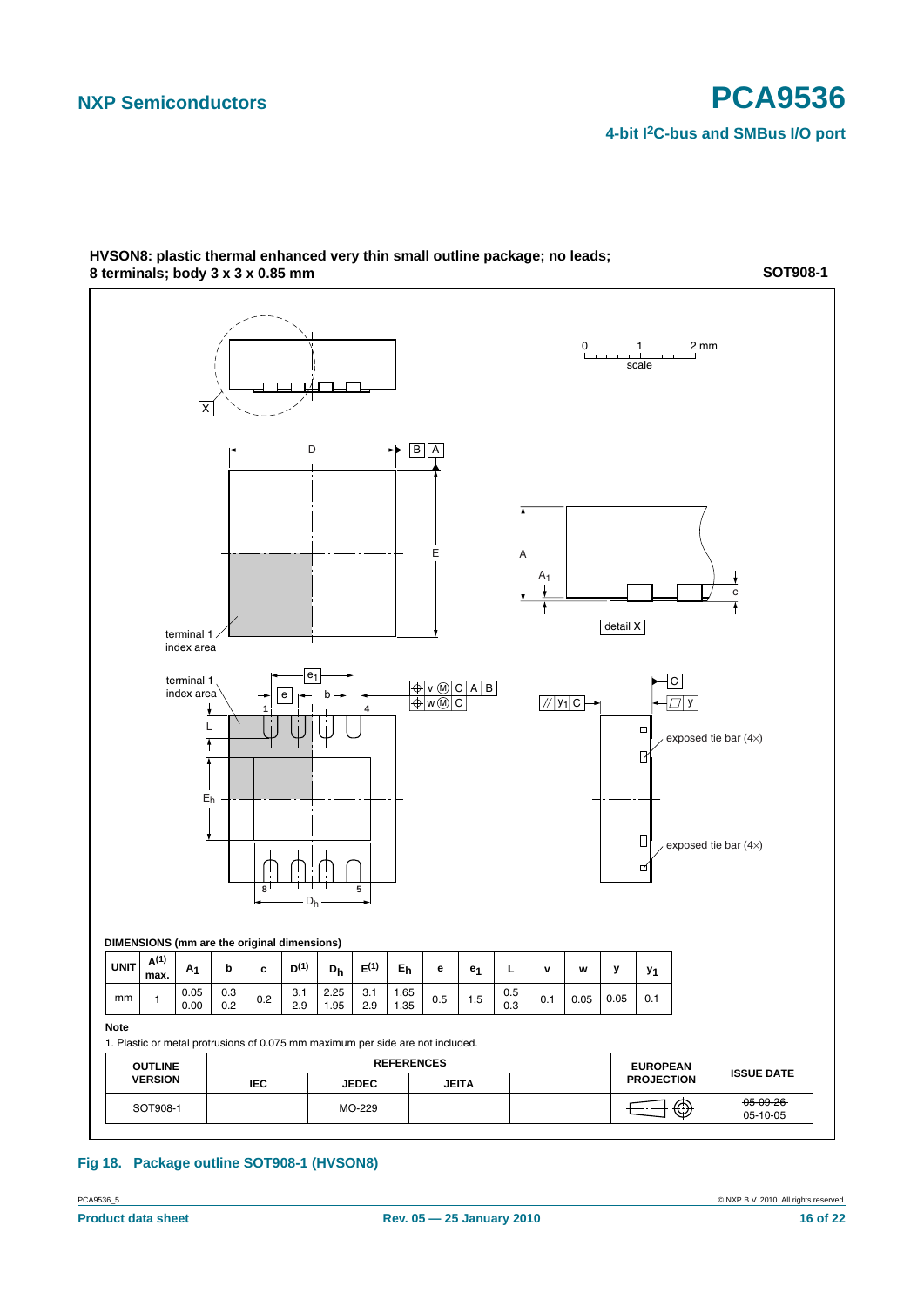**HVSON8: plastic thermal enhanced very thin small outline package; no leads; 8 terminals; body 3 x 3 x 0.85 mm** **SOT908-1**

DIMENSIONS (mm are the original dimensions)

| UNIT | A(1) max. | $A_1$ | b | c | D(1) | $D_h$ | E(1) | $E_h$ | e | $e_1$ | L | v | w | y | $y_1$ |
|---|---|---|---|---|---|---|---|---|---|---|---|---|---|---|---|
| mm | 1 | 0.05<br>0.00 | 0.3<br>0.2 | 0.2 | 3.1<br>2.9 | 2.25<br>1.95 | 3.1<br>2.9 | 1.65<br>1.35 | 0.5 | 1.5 | 0.5<br>0.3 | 0.1 | 0.05 | 0.05 | 0.1 |

**Note**

1. Plastic or metal protrusions of 0.075 mm maximum per side are not included.

| OUTLINE VERSION | REFERENCES | | | | EUROPEAN PROJECTION | ISSUE DATE |
|---|---|---|---|---|---|---|
| | IEC | JEDEC | JEITA | | | |
| SOT908-1 | | MO-229 | | | | ~~05-09-26~~<br>05-10-05 |

**Fig 18. Package outline SOT908-1 (HVSON8)**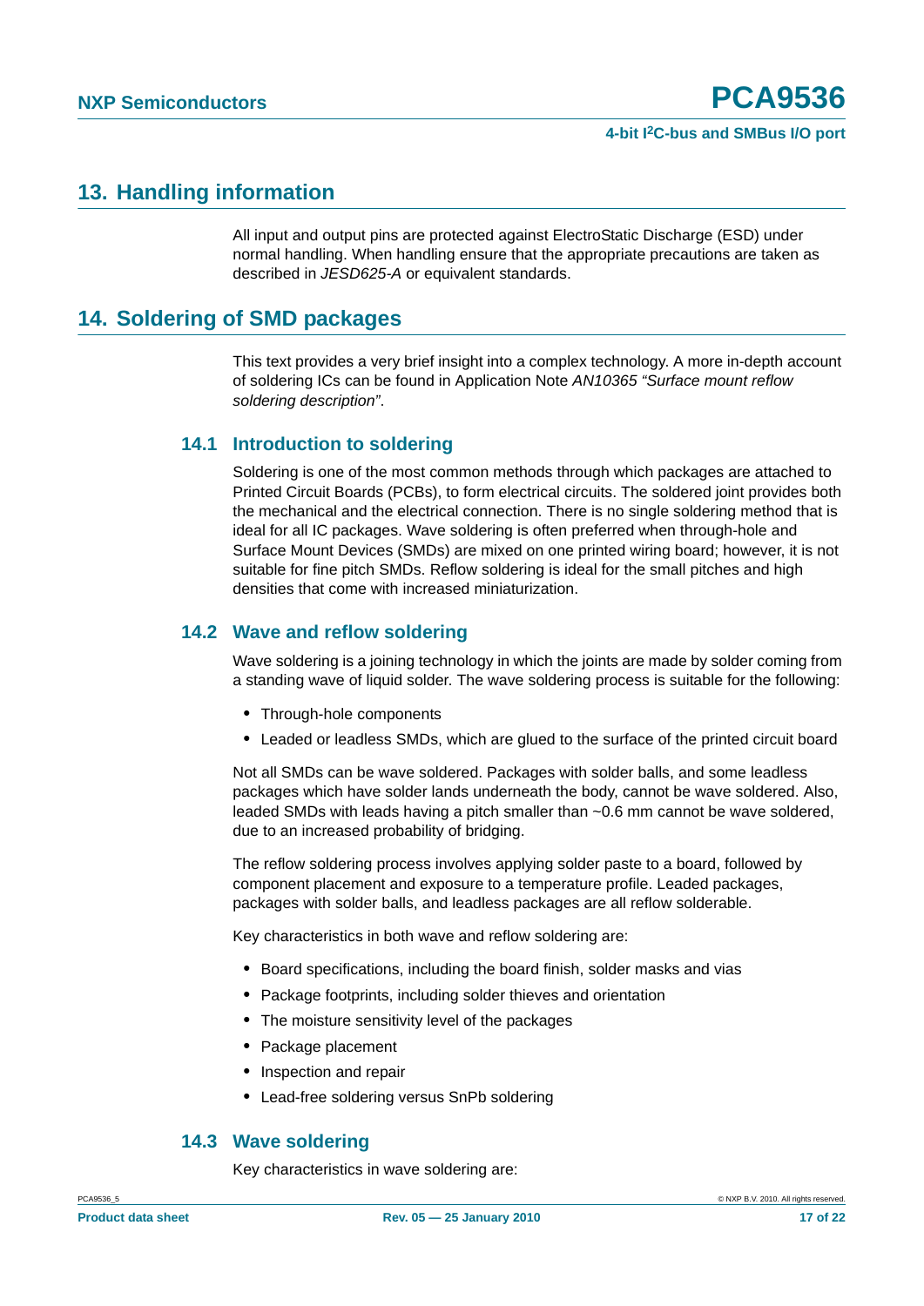## 13. Handling information

All input and output pins are protected against ElectroStatic Discharge (ESD) under normal handling. When handling ensure that the appropriate precautions are taken as described in *JESD625-A* or equivalent standards.

## 14. Soldering of SMD packages

This text provides a very brief insight into a complex technology. A more in-depth account of soldering ICs can be found in Application Note *AN10365 "Surface mount reflow soldering description"*.

### 14.1 Introduction to soldering

Soldering is one of the most common methods through which packages are attached to Printed Circuit Boards (PCBs), to form electrical circuits. The soldered joint provides both the mechanical and the electrical connection. There is no single soldering method that is ideal for all IC packages. Wave soldering is often preferred when through-hole and Surface Mount Devices (SMDs) are mixed on one printed wiring board; however, it is not suitable for fine pitch SMDs. Reflow soldering is ideal for the small pitches and high densities that come with increased miniaturization.

### 14.2 Wave and reflow soldering

Wave soldering is a joining technology in which the joints are made by solder coming from a standing wave of liquid solder. The wave soldering process is suitable for the following:

- Through-hole components
- Leaded or leadless SMDs, which are glued to the surface of the printed circuit board

Not all SMDs can be wave soldered. Packages with solder balls, and some leadless packages which have solder lands underneath the body, cannot be wave soldered. Also, leaded SMDs with leads having a pitch smaller than ~0.6 mm cannot be wave soldered, due to an increased probability of bridging.

The reflow soldering process involves applying solder paste to a board, followed by component placement and exposure to a temperature profile. Leaded packages, packages with solder balls, and leadless packages are all reflow solderable.

Key characteristics in both wave and reflow soldering are:

- Board specifications, including the board finish, solder masks and vias
- Package footprints, including solder thieves and orientation
- The moisture sensitivity level of the packages
- Package placement
- Inspection and repair
- Lead-free soldering versus SnPb soldering

### 14.3 Wave soldering

Key characteristics in wave soldering are: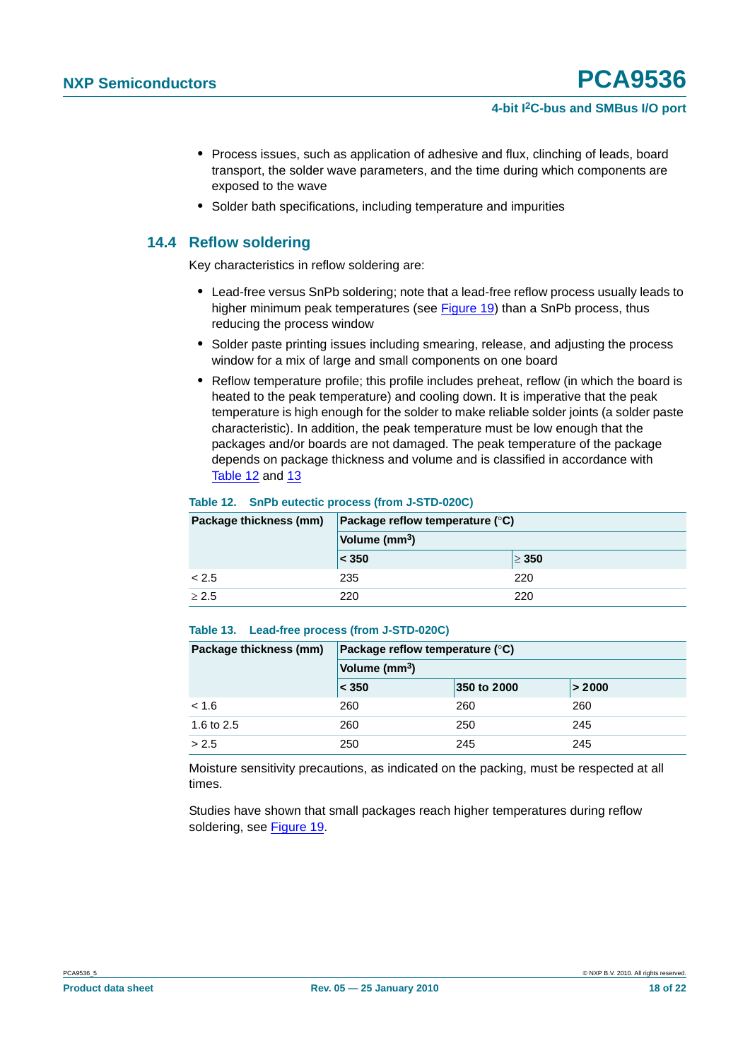- Process issues, such as application of adhesive and flux, clinching of leads, board transport, the solder wave parameters, and the time during which components are exposed to the wave
- Solder bath specifications, including temperature and impurities

## 14.4 Reflow soldering

Key characteristics in reflow soldering are:

- Lead-free versus SnPb soldering; note that a lead-free reflow process usually leads to higher minimum peak temperatures (see Figure 19) than a SnPb process, thus reducing the process window
- Solder paste printing issues including smearing, release, and adjusting the process window for a mix of large and small components on one board
- Reflow temperature profile; this profile includes preheat, reflow (in which the board is heated to the peak temperature) and cooling down. It is imperative that the peak temperature is high enough for the solder to make reliable solder joints (a solder paste characteristic). In addition, the peak temperature must be low enough that the packages and/or boards are not damaged. The peak temperature of the package depends on package thickness and volume and is classified in accordance with Table 12 and 13

**Table 12. SnPb eutectic process (from J-STD-020C)**

| Package thickness (mm) | Package reflow temperature (°C) | |
|---|---|---|
| | Volume ($mm^3$) | |
| | < 350 | ≥ 350 |
| < 2.5 | 235 | 220 |
| ≥ 2.5 | 220 | 220 |

**Table 13. Lead-free process (from J-STD-020C)**

| Package thickness (mm) | Package reflow temperature (°C) | | |
|---|---|---|---|
| | Volume ($mm^3$) | | |
| | < 350 | 350 to 2000 | > 2000 |
| < 1.6 | 260 | 260 | 260 |
| 1.6 to 2.5 | 260 | 250 | 245 |
| > 2.5 | 250 | 245 | 245 |

Moisture sensitivity precautions, as indicated on the packing, must be respected at all times.

Studies have shown that small packages reach higher temperatures during reflow soldering, see Figure 19.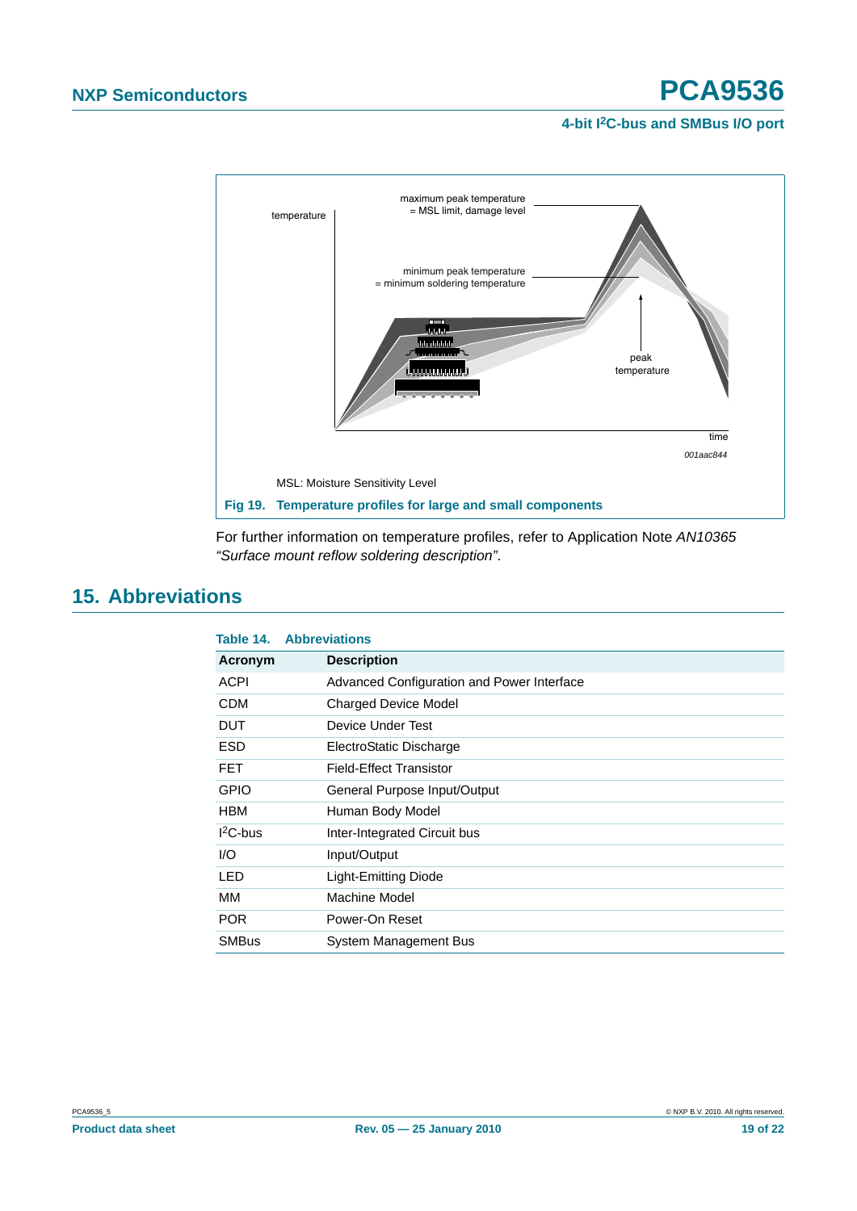MSL: Moisture Sensitivity Level

**Fig 19. Temperature profiles for large and small components**

For further information on temperature profiles, refer to Application Note *AN10365 “Surface mount reflow soldering description”*.

## 15. Abbreviations

**Table 14. Abbreviations**

| Acronym | Description |
|---|---|
| ACPI | Advanced Configuration and Power Interface |
| CDM | Charged Device Model |
| DUT | Device Under Test |
| ESD | ElectroStatic Discharge |
| FET | Field-Effect Transistor |
| GPIO | General Purpose Input/Output |
| HBM | Human Body Model |
| $I^2C$-bus | Inter-Integrated Circuit bus |
| I/O | Input/Output |
| LED | Light-Emitting Diode |
| MM | Machine Model |
| POR | Power-On Reset |
| SMBus | System Management Bus |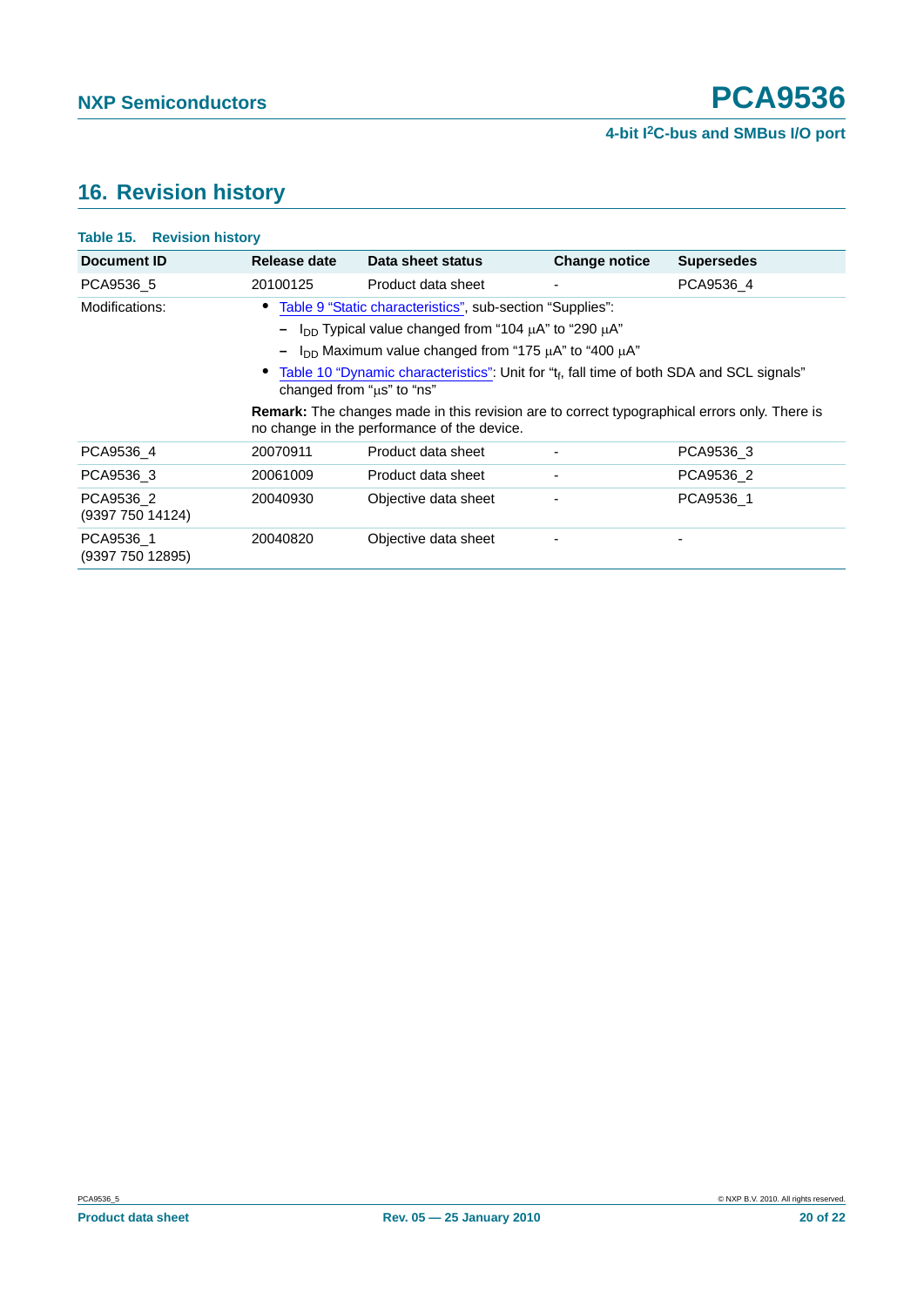## 16. Revision history

**Table 15. Revision history**

| Document ID | Release date | Data sheet status | Change notice | Supersedes |
|---|---|---|---|---|
| PCA9536_5 | 20100125 | Product data sheet | - | PCA9536_4 |
| Modifications: | • Table 9 "Static characteristics", sub-section "Supplies": – $I_{DD}$ Typical value changed from "104 μA" to "290 μA" – $I_{DD}$ Maximum value changed from "175 μA" to "400 μA" • Table 10 "Dynamic characteristics": Unit for "$t_f$, fall time of both SDA and SCL signals" changed from "μs" to "ns" **Remark:** The changes made in this revision are to correct typographical errors only. There is no change in the performance of the device. | | | |
| PCA9536_4 | 20070911 | Product data sheet | - | PCA9536_3 |
| PCA9536_3 | 20061009 | Product data sheet | - | PCA9536_2 |
| PCA9536_2 (9397 750 14124) | 20040930 | Objective data sheet | - | PCA9536_1 |
| PCA9536_1 (9397 750 12895) | 20040820 | Objective data sheet | - | - |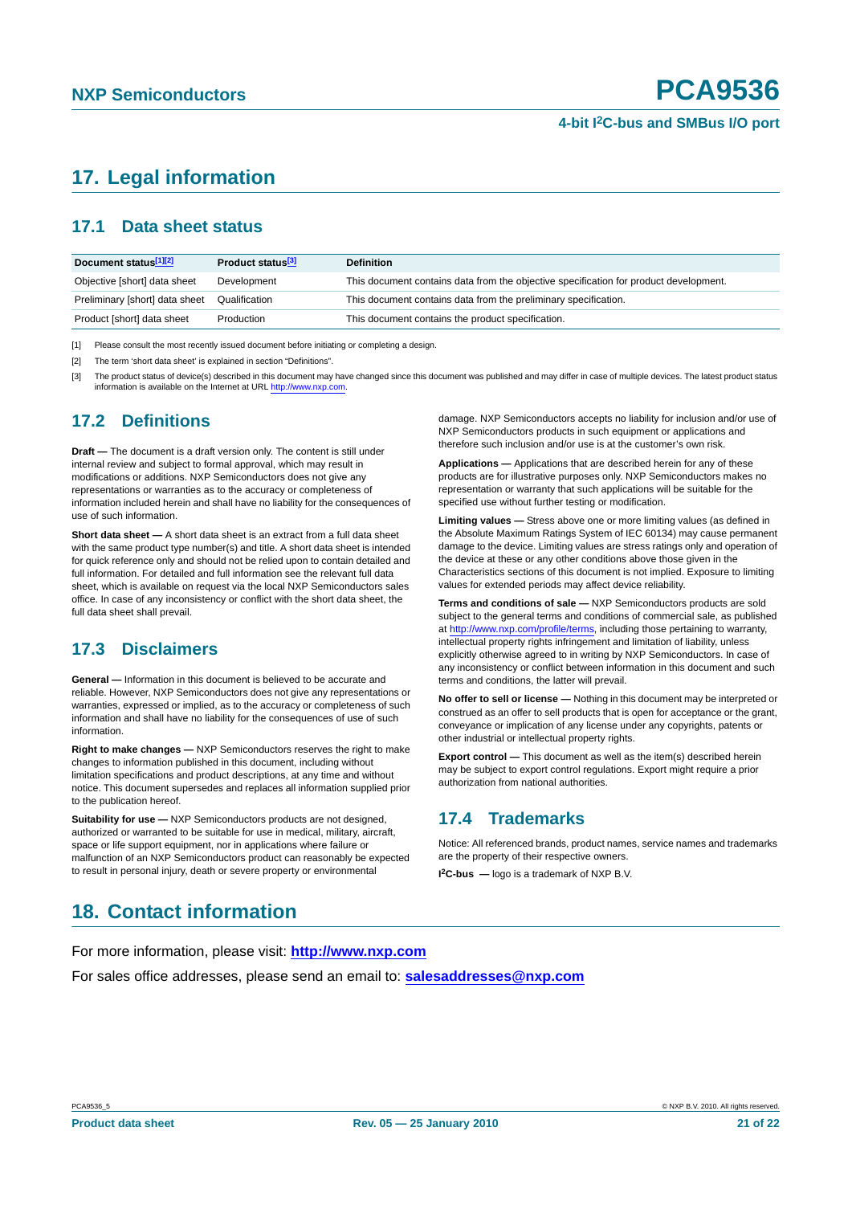# 17. Legal information

## 17.1 Data sheet status

| Document status[1][2] | Product status[3] | Definition |
|---|---|---|
| Objective [short] data sheet | Development | This document contains data from the objective specification for product development. |
| Preliminary [short] data sheet | Qualification | This document contains data from the preliminary specification. |
| Product [short] data sheet | Production | This document contains the product specification. |

[1] Please consult the most recently issued document before initiating or completing a design.

[2] The term 'short data sheet' is explained in section "Definitions".

[3] The product status of device(s) described in this document may have changed since this document was published and may differ in case of multiple devices. The latest product status information is available on the Internet at URL http://www.nxp.com.

## 17.2 Definitions

**Draft —** The document is a draft version only. The content is still under internal review and subject to formal approval, which may result in modifications or additions. NXP Semiconductors does not give any representations or warranties as to the accuracy or completeness of information included herein and shall have no liability for the consequences of use of such information.

**Short data sheet —** A short data sheet is an extract from a full data sheet with the same product type number(s) and title. A short data sheet is intended for quick reference only and should not be relied upon to contain detailed and full information. For detailed and full information see the relevant full data sheet, which is available on request via the local NXP Semiconductors sales office. In case of any inconsistency or conflict with the short data sheet, the full data sheet shall prevail.

## 17.3 Disclaimers

**General —** Information in this document is believed to be accurate and reliable. However, NXP Semiconductors does not give any representations or warranties, expressed or implied, as to the accuracy or completeness of such information and shall have no liability for the consequences of use of such information.

**Right to make changes —** NXP Semiconductors reserves the right to make changes to information published in this document, including without limitation specifications and product descriptions, at any time and without notice. This document supersedes and replaces all information supplied prior to the publication hereof.

**Suitability for use —** NXP Semiconductors products are not designed, authorized or warranted to be suitable for use in medical, military, aircraft, space or life support equipment, nor in applications where failure or malfunction of an NXP Semiconductors product can reasonably be expected to result in personal injury, death or severe property or environmental damage. NXP Semiconductors accepts no liability for inclusion and/or use of NXP Semiconductors products in such equipment or applications and therefore such inclusion and/or use is at the customer's own risk.

**Applications —** Applications that are described herein for any of these products are for illustrative purposes only. NXP Semiconductors makes no representation or warranty that such applications will be suitable for the specified use without further testing or modification.

**Limiting values —** Stress above one or more limiting values (as defined in the Absolute Maximum Ratings System of IEC 60134) may cause permanent damage to the device. Limiting values are stress ratings only and operation of the device at these or any other conditions above those given in the Characteristics sections of this document is not implied. Exposure to limiting values for extended periods may affect device reliability.

**Terms and conditions of sale —** NXP Semiconductors products are sold subject to the general terms and conditions of commercial sale, as published at http://www.nxp.com/profile/terms, including those pertaining to warranty, intellectual property rights infringement and limitation of liability, unless explicitly otherwise agreed to in writing by NXP Semiconductors. In case of any inconsistency or conflict between information in this document and such terms and conditions, the latter will prevail.

**No offer to sell or license —** Nothing in this document may be interpreted or construed as an offer to sell products that is open for acceptance or the grant, conveyance or implication of any license under any copyrights, patents or other industrial or intellectual property rights.

**Export control —** This document as well as the item(s) described herein may be subject to export control regulations. Export might require a prior authorization from national authorities.

## 17.4 Trademarks

Notice: All referenced brands, product names, service names and trademarks are the property of their respective owners.

**I²C-bus —** logo is a trademark of NXP B.V.

# 18. Contact information

For more information, please visit: **http://www.nxp.com**

For sales office addresses, please send an email to: **salesaddresses@nxp.com**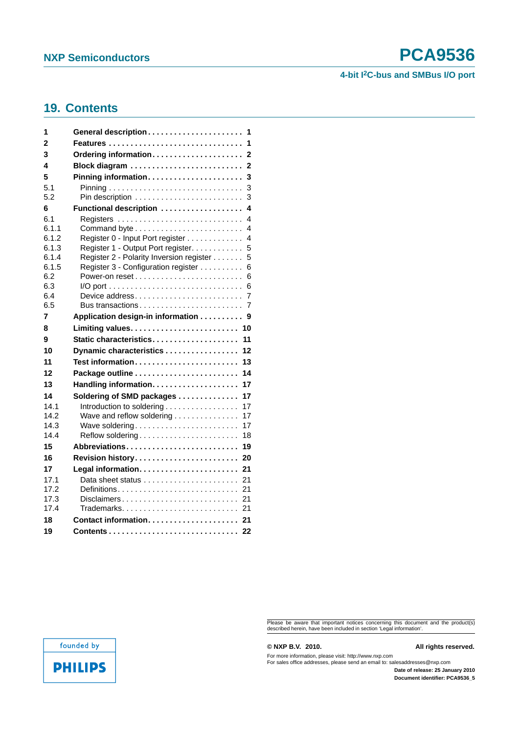## 19. Contents

| | | |
|---|---|---|
| **1** | **General description** | **1** |
| **2** | **Features** | **1** |
| **3** | **Ordering information** | **2** |
| **4** | **Block diagram** | **2** |
| **5** | **Pinning information** | **3** |
| 5.1 | Pinning | 3 |
| 5.2 | Pin description | 3 |
| **6** | **Functional description** | **4** |
| 6.1 | Registers | 4 |
| 6.1.1 | Command byte | 4 |
| 6.1.2 | Register 0 - Input Port register | 4 |
| 6.1.3 | Register 1 - Output Port register | 5 |
| 6.1.4 | Register 2 - Polarity Inversion register | 5 |
| 6.1.5 | Register 3 - Configuration register | 6 |
| 6.2 | Power-on reset | 6 |
| 6.3 | I/O port | 6 |
| 6.4 | Device address | 7 |
| 6.5 | Bus transactions | 7 |
| **7** | **Application design-in information** | **9** |
| **8** | **Limiting values** | **10** |
| **9** | **Static characteristics** | **11** |
| **10** | **Dynamic characteristics** | **12** |
| **11** | **Test information** | **13** |
| **12** | **Package outline** | **14** |
| **13** | **Handling information** | **17** |
| **14** | **Soldering of SMD packages** | **17** |
| 14.1 | Introduction to soldering | 17 |
| 14.2 | Wave and reflow soldering | 17 |
| 14.3 | Wave soldering | 17 |
| 14.4 | Reflow soldering | 18 |
| **15** | **Abbreviations** | **19** |
| **16** | **Revision history** | **20** |
| **17** | **Legal information** | **21** |
| 17.1 | Data sheet status | 21 |
| 17.2 | Definitions | 21 |
| 17.3 | Disclaimers | 21 |
| 17.4 | Trademarks | 21 |
| **18** | **Contact information** | **21** |
| **19** | **Contents** | **22** |

Please be aware that important notices concerning this document and the product(s) described herein, have been included in section 'Legal information'.

**© NXP B.V. 2010.** **All rights reserved.**

For more information, please visit: http://www.nxp.com
For sales office addresses, please send an email to: salesaddresses@nxp.com

**Date of release: 25 January 2010**
**Document identifier: PCA9536_5**

founded by PHILIPS